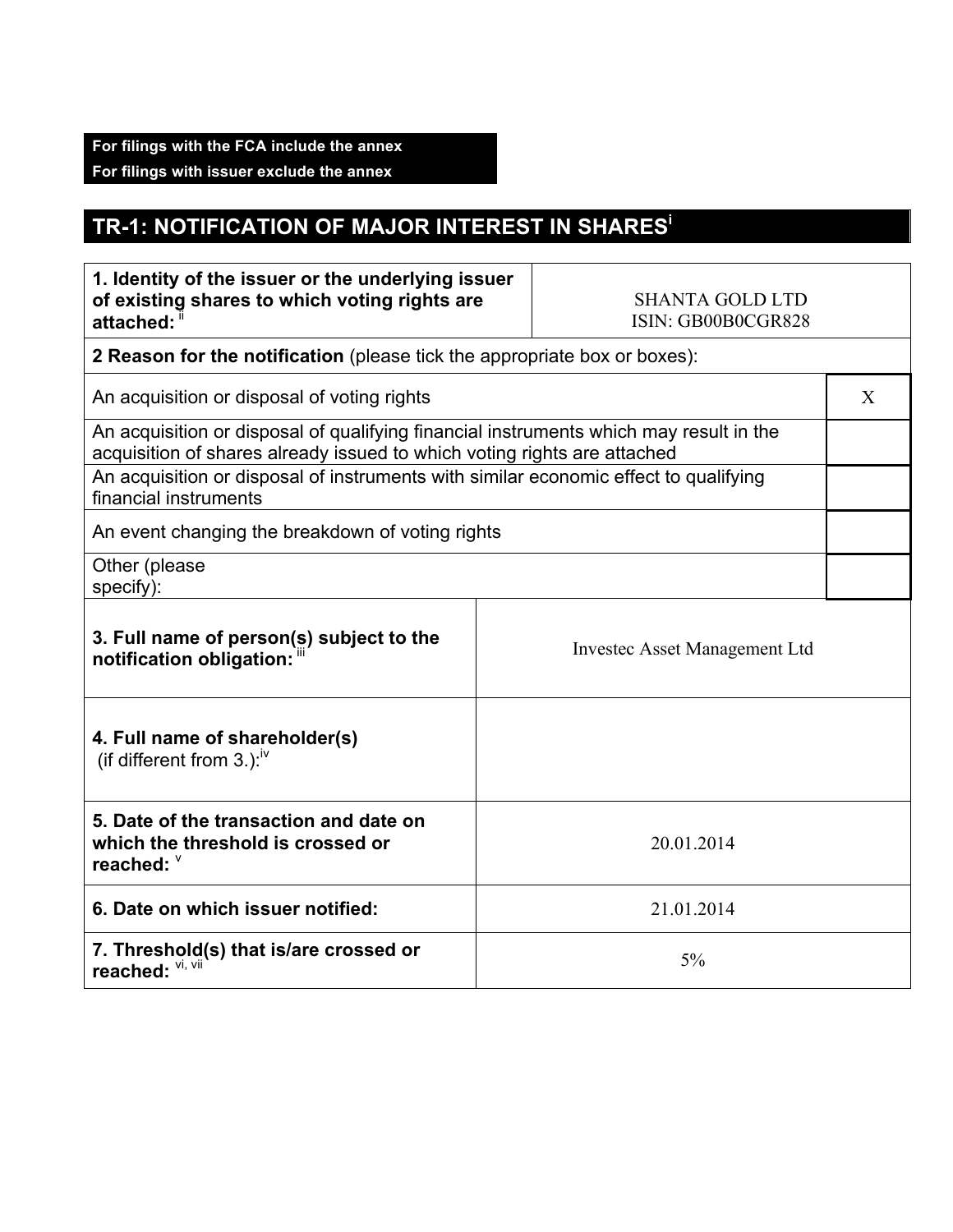**For filings with the FCA include the annex**
**For filings with issuer exclude the annex**

# TR-1: NOTIFICATION OF MAJOR INTEREST IN SHARES[i]

| | |
|---|---|
| **1. Identity of the issuer or the underlying issuer of existing shares to which voting rights are attached:** [ii] | SHANTA GOLD LTD<br>ISIN: GB00B0CGR828 |

| **2 Reason for the notification** (please tick the appropriate box or boxes): | |
|---|---|
| An acquisition or disposal of voting rights | X |
| An acquisition or disposal of qualifying financial instruments which may result in the acquisition of shares already issued to which voting rights are attached | |
| An acquisition or disposal of instruments with similar economic effect to qualifying financial instruments | |
| An event changing the breakdown of voting rights | |
| Other (please specify): | |

| | |
|---|---|
| **3. Full name of person(s) subject to the notification obligation:** [iii] | Investec Asset Management Ltd |
| **4. Full name of shareholder(s)** (if different from 3.):[iv] | |
| **5. Date of the transaction and date on which the threshold is crossed or reached:** [v] | 20.01.2014 |
| **6. Date on which issuer notified:** | 21.01.2014 |
| **7. Threshold(s) that is/are crossed or reached:** [vi, vii] | 5% |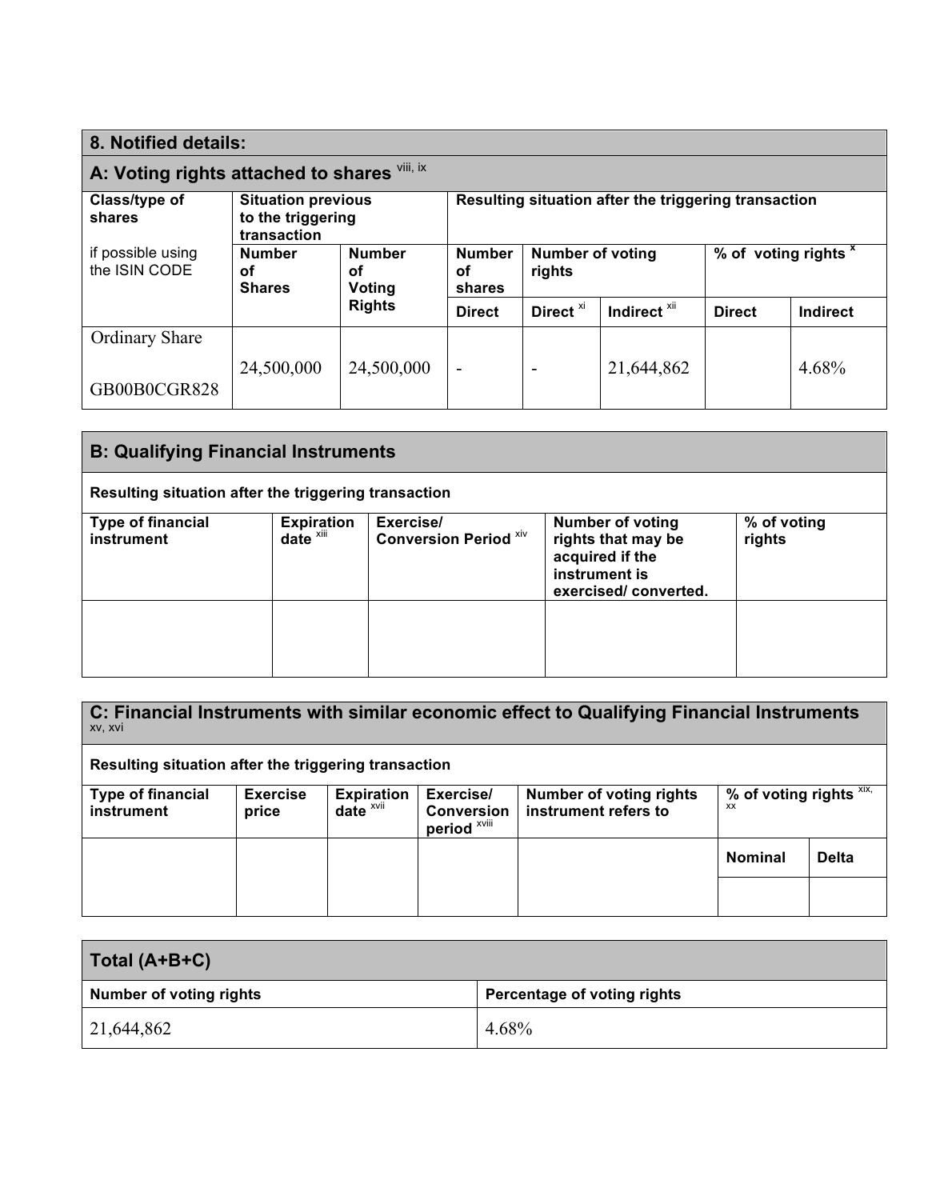## 8. Notified details:

### A: Voting rights attached to shares [viii, ix]

| Class/type of shares<br>if possible using the ISIN CODE | Situation previous to the triggering transaction | | Resulting situation after the triggering transaction | | | | |
|---|---|---|---|---|---|---|---|
| | Number of Shares | Number of Voting Rights | Number of shares | Number of voting rights | | % of voting rights [x] | |
| | | | Direct | Direct [xi] | Indirect [xii] | Direct | Indirect |
| Ordinary Share<br>GB00B0CGR828 | 24,500,000 | 24,500,000 | - | - | 21,644,862 | | 4.68% |

### B: Qualifying Financial Instruments

**Resulting situation after the triggering transaction**

| Type of financial instrument | Expiration date [xiii] | Exercise/ Conversion Period [xiv] | Number of voting rights that may be acquired if the instrument is exercised/ converted. | % of voting rights |
|---|---|---|---|---|
| | | | | |

### C: Financial Instruments with similar economic effect to Qualifying Financial Instruments [xv, xvi]

**Resulting situation after the triggering transaction**

| Type of financial instrument | Exercise price | Expiration date [xvii] | Exercise/ Conversion period [xviii] | Number of voting rights instrument refers to | % of voting rights [xix, xx] | |
|---|---|---|---|---|---|---|
| | | | | | Nominal | Delta |
| | | | | | | |

### Total (A+B+C)

| Number of voting rights | Percentage of voting rights |
|---|---|
| 21,644,862 | 4.68% |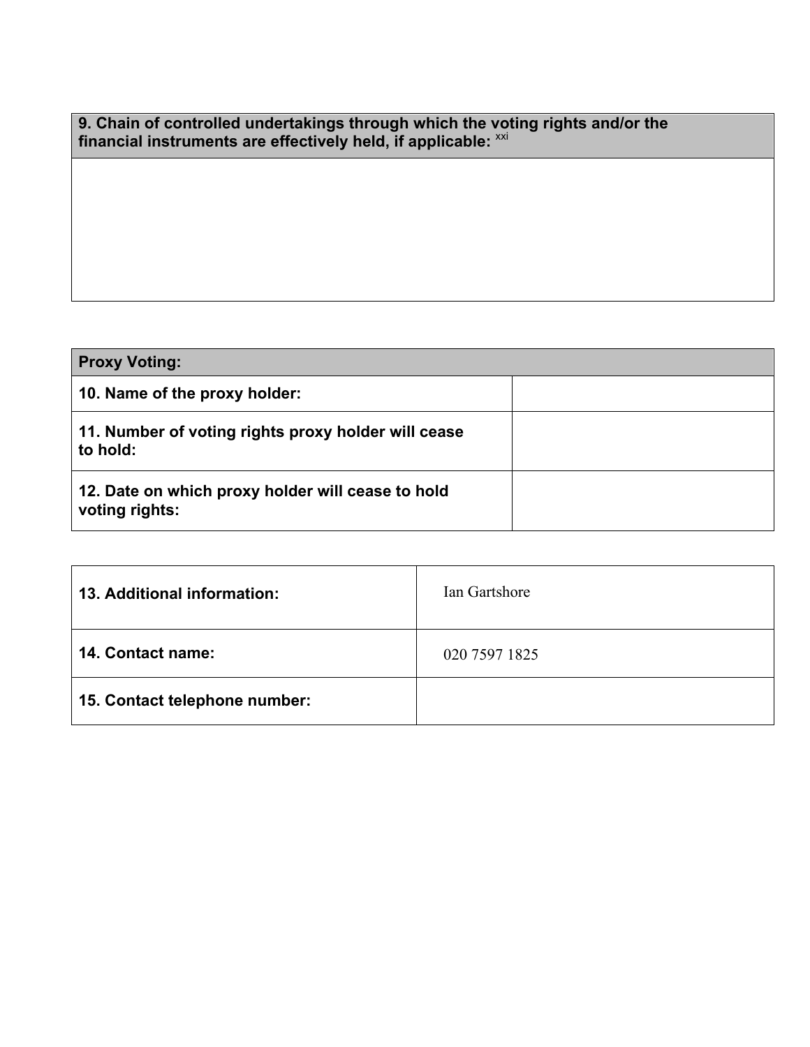| 9. Chain of controlled undertakings through which the voting rights and/or the financial instruments are effectively held, if applicable: [xxi] |
| --- |
| |

| Proxy Voting: | |
| --- | --- |
| 10. Name of the proxy holder: | |
| 11. Number of voting rights proxy holder will cease to hold: | |
| 12. Date on which proxy holder will cease to hold voting rights: | |

| | |
| --- | --- |
| 13. Additional information: | Ian Gartshore |
| 14. Contact name: | 020 7597 1825 |
| 15. Contact telephone number: | |